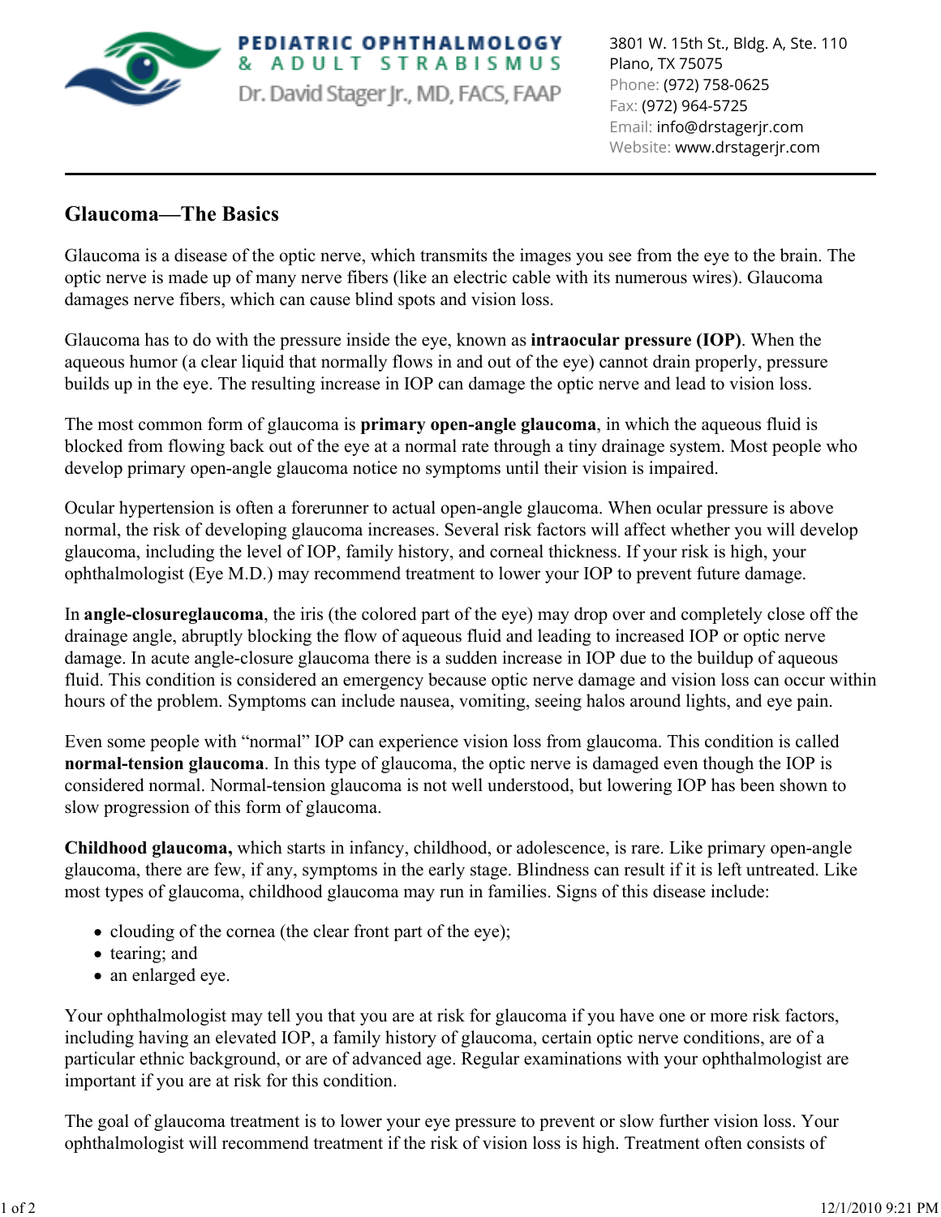**PEDIATRIC OPHTHALMOLOGY**
**& ADULT STRABISMUS**
Dr. David Stager Jr., MD, FACS, FAAP

3801 W. 15th St., Bldg. A, Ste. 110
Plano, TX 75075
Phone: (972) 758-0625
Fax: (972) 964-5725
Email: info@drstagerjr.com
Website: www.drstagerjr.com

## Glaucoma—The Basics

Glaucoma is a disease of the optic nerve, which transmits the images you see from the eye to the brain. The optic nerve is made up of many nerve fibers (like an electric cable with its numerous wires). Glaucoma damages nerve fibers, which can cause blind spots and vision loss.

Glaucoma has to do with the pressure inside the eye, known as **intraocular pressure (IOP)**. When the aqueous humor (a clear liquid that normally flows in and out of the eye) cannot drain properly, pressure builds up in the eye. The resulting increase in IOP can damage the optic nerve and lead to vision loss.

The most common form of glaucoma is **primary open-angle glaucoma**, in which the aqueous fluid is blocked from flowing back out of the eye at a normal rate through a tiny drainage system. Most people who develop primary open-angle glaucoma notice no symptoms until their vision is impaired.

Ocular hypertension is often a forerunner to actual open-angle glaucoma. When ocular pressure is above normal, the risk of developing glaucoma increases. Several risk factors will affect whether you will develop glaucoma, including the level of IOP, family history, and corneal thickness. If your risk is high, your ophthalmologist (Eye M.D.) may recommend treatment to lower your IOP to prevent future damage.

In **angle-closureglaucoma**, the iris (the colored part of the eye) may drop over and completely close off the drainage angle, abruptly blocking the flow of aqueous fluid and leading to increased IOP or optic nerve damage. In acute angle-closure glaucoma there is a sudden increase in IOP due to the buildup of aqueous fluid. This condition is considered an emergency because optic nerve damage and vision loss can occur within hours of the problem. Symptoms can include nausea, vomiting, seeing halos around lights, and eye pain.

Even some people with "normal" IOP can experience vision loss from glaucoma. This condition is called **normal-tension glaucoma**. In this type of glaucoma, the optic nerve is damaged even though the IOP is considered normal. Normal-tension glaucoma is not well understood, but lowering IOP has been shown to slow progression of this form of glaucoma.

**Childhood glaucoma,** which starts in infancy, childhood, or adolescence, is rare. Like primary open-angle glaucoma, there are few, if any, symptoms in the early stage. Blindness can result if it is left untreated. Like most types of glaucoma, childhood glaucoma may run in families. Signs of this disease include:

- clouding of the cornea (the clear front part of the eye);
- tearing; and
- an enlarged eye.

Your ophthalmologist may tell you that you are at risk for glaucoma if you have one or more risk factors, including having an elevated IOP, a family history of glaucoma, certain optic nerve conditions, are of a particular ethnic background, or are of advanced age. Regular examinations with your ophthalmologist are important if you are at risk for this condition.

The goal of glaucoma treatment is to lower your eye pressure to prevent or slow further vision loss. Your ophthalmologist will recommend treatment if the risk of vision loss is high. Treatment often consists of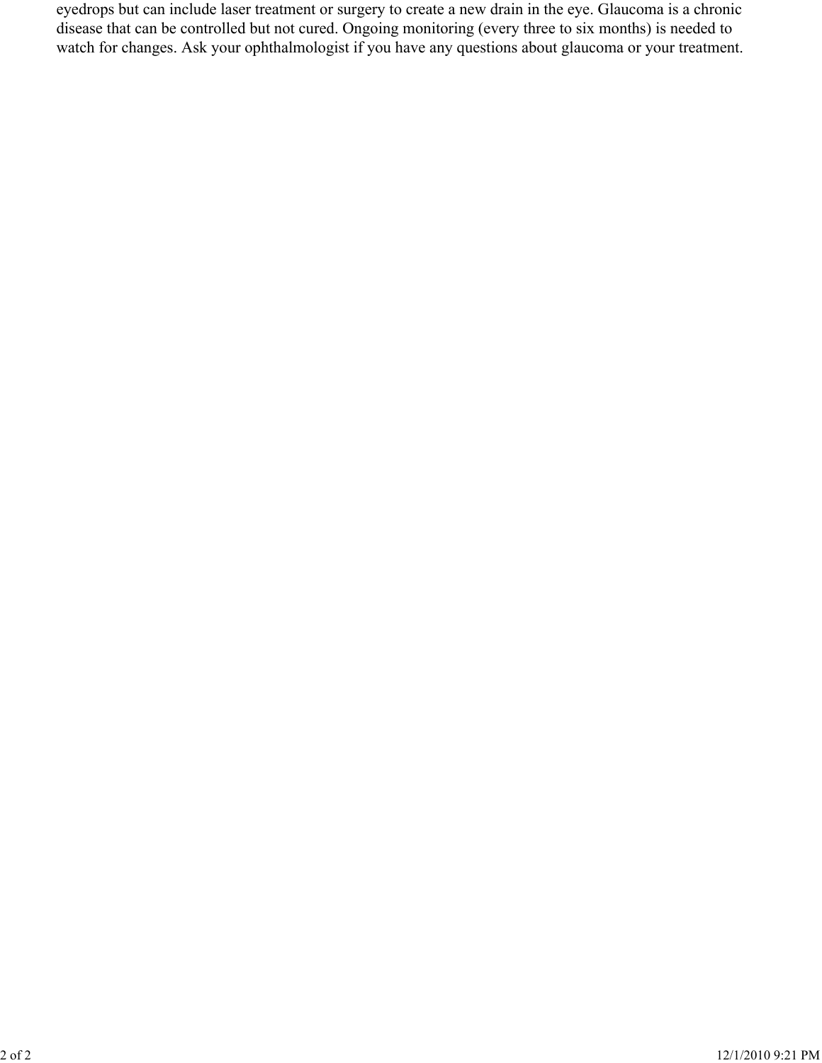eyedrops but can include laser treatment or surgery to create a new drain in the eye. Glaucoma is a chronic disease that can be controlled but not cured. Ongoing monitoring (every three to six months) is needed to watch for changes. Ask your ophthalmologist if you have any questions about glaucoma or your treatment.